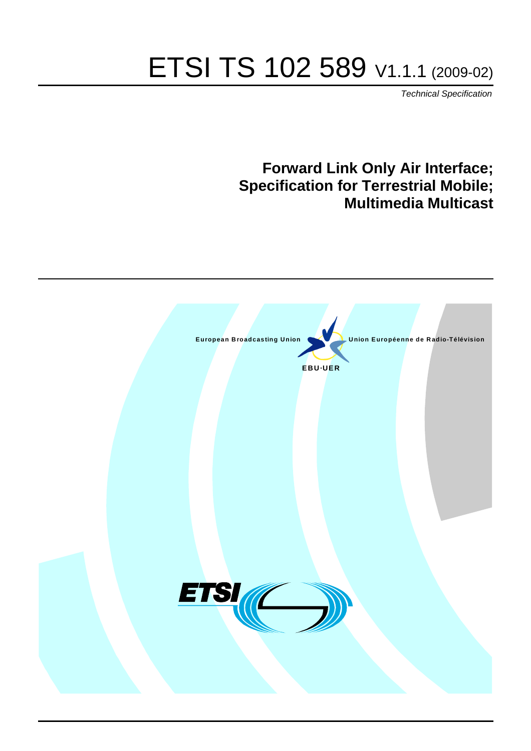# ETSI TS 102 589 V1.1.1 (2009-02)

*Technical Specification*

## Forward Link Only Air Interface; Specification for Terrestrial Mobile; Multimedia Multicast

European Broadcasting Union　　Union Européenne de Radio-Télévision

EBU·UER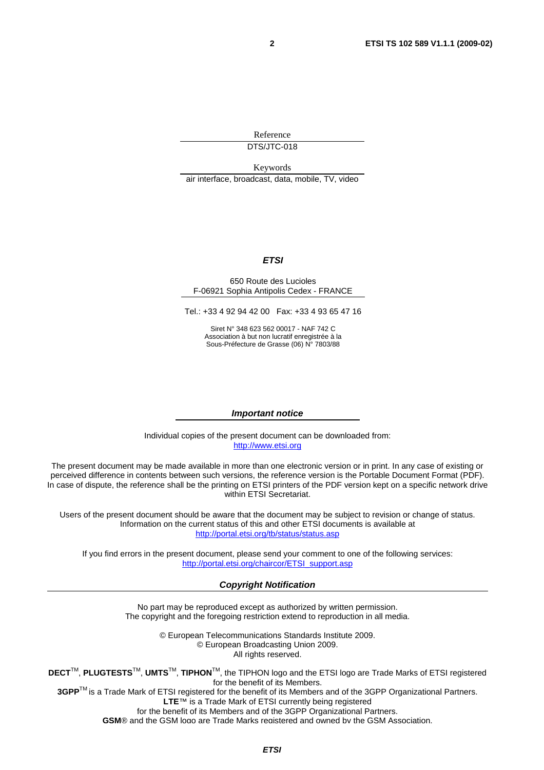Reference

DTS/JTC-018

Keywords

air interface, broadcast, data, mobile, TV, video

***ETSI***

650 Route des Lucioles
F-06921 Sophia Antipolis Cedex - FRANCE

Tel.: +33 4 92 94 42 00 Fax: +33 4 93 65 47 16

Siret N° 348 623 562 00017 - NAF 742 C
Association à but non lucratif enregistrée à la
Sous-Préfecture de Grasse (06) N° 7803/88

***Important notice***

Individual copies of the present document can be downloaded from:
http://www.etsi.org

The present document may be made available in more than one electronic version or in print. In any case of existing or perceived difference in contents between such versions, the reference version is the Portable Document Format (PDF). In case of dispute, the reference shall be the printing on ETSI printers of the PDF version kept on a specific network drive within ETSI Secretariat.

Users of the present document should be aware that the document may be subject to revision or change of status. Information on the current status of this and other ETSI documents is available at
http://portal.etsi.org/tb/status/status.asp

If you find errors in the present document, please send your comment to one of the following services:
http://portal.etsi.org/chaircor/ETSI_support.asp

***Copyright Notification***

No part may be reproduced except as authorized by written permission.
The copyright and the foregoing restriction extend to reproduction in all media.

© European Telecommunications Standards Institute 2009.
© European Broadcasting Union 2009.
All rights reserved.

**DECT**™, **PLUGTESTS**™, **UMTS**™, **TIPHON**™, the TIPHON logo and the ETSI logo are Trade Marks of ETSI registered for the benefit of its Members.
**3GPP**™ is a Trade Mark of ETSI registered for the benefit of its Members and of the 3GPP Organizational Partners.
**LTE**™ is a Trade Mark of ETSI currently being registered
for the benefit of its Members and of the 3GPP Organizational Partners.
**GSM**® and the GSM logo are Trade Marks registered and owned by the GSM Association.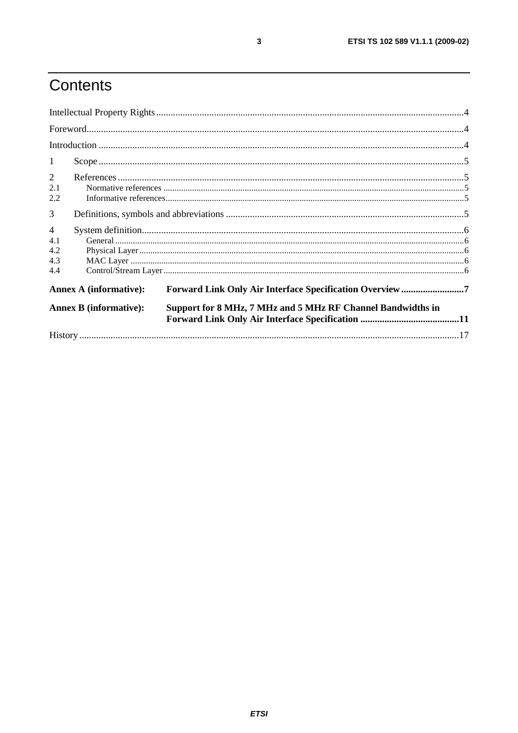# Contents

Intellectual Property Rights....................................................................................................................................4

Foreword.................................................................................................................................................................4

Introduction ............................................................................................................................................................4

1 Scope....................................................................................................................................................................5

2 References............................................................................................................................................................5

2.1 Normative references .......................................................................................................................................5

2.2 Informative references......................................................................................................................................5

3 Definitions, symbols and abbreviations ................................................................................................................5

4 System definition..................................................................................................................................................6

4.1 General .............................................................................................................................................................6

4.2 Physical Layer ..................................................................................................................................................6

4.3 MAC Layer ......................................................................................................................................................6

4.4 Control/Stream Layer ........................................................................................................................................6

**Annex A (informative): Forward Link Only Air Interface Specification Overview ..........................7**

**Annex B (informative): Support for 8 MHz, 7 MHz and 5 MHz RF Channel Bandwidths in Forward Link Only Air Interface Specification .........................................11**

History ..................................................................................................................................................................17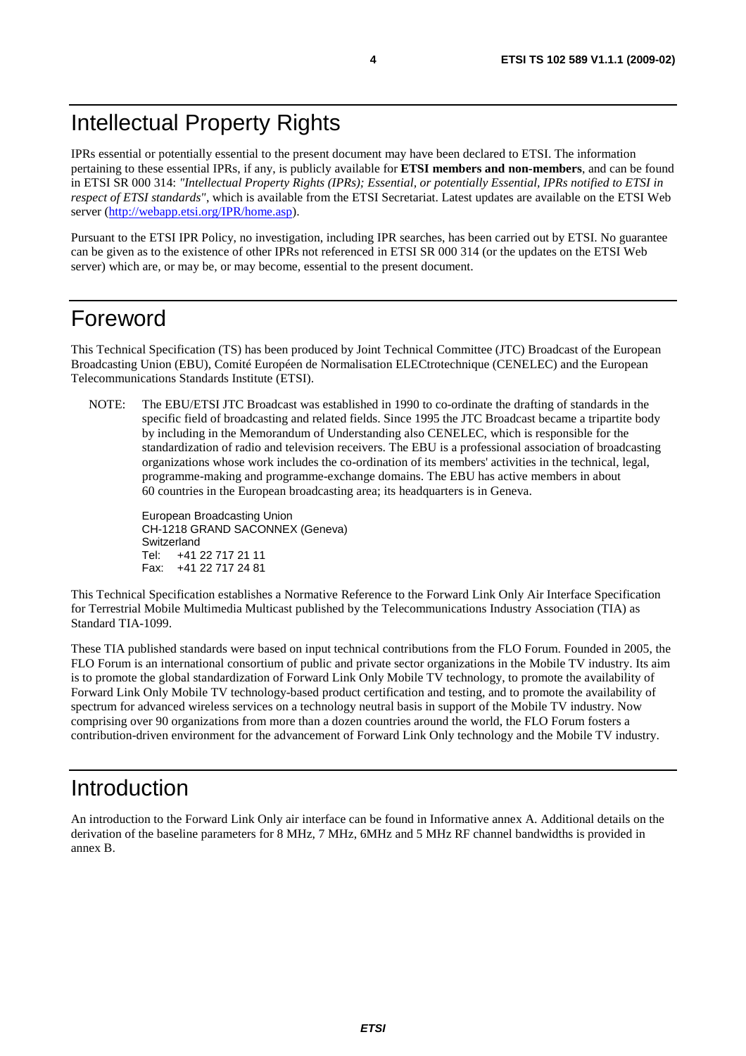# Intellectual Property Rights

IPRs essential or potentially essential to the present document may have been declared to ETSI. The information pertaining to these essential IPRs, if any, is publicly available for **ETSI members and non-members**, and can be found in ETSI SR 000 314: *"Intellectual Property Rights (IPRs); Essential, or potentially Essential, IPRs notified to ETSI in respect of ETSI standards"*, which is available from the ETSI Secretariat. Latest updates are available on the ETSI Web server (http://webapp.etsi.org/IPR/home.asp).

Pursuant to the ETSI IPR Policy, no investigation, including IPR searches, has been carried out by ETSI. No guarantee can be given as to the existence of other IPRs not referenced in ETSI SR 000 314 (or the updates on the ETSI Web server) which are, or may be, or may become, essential to the present document.

# Foreword

This Technical Specification (TS) has been produced by Joint Technical Committee (JTC) Broadcast of the European Broadcasting Union (EBU), Comité Européen de Normalisation ELECtrotechnique (CENELEC) and the European Telecommunications Standards Institute (ETSI).

NOTE: The EBU/ETSI JTC Broadcast was established in 1990 to co-ordinate the drafting of standards in the specific field of broadcasting and related fields. Since 1995 the JTC Broadcast became a tripartite body by including in the Memorandum of Understanding also CENELEC, which is responsible for the standardization of radio and television receivers. The EBU is a professional association of broadcasting organizations whose work includes the co-ordination of its members' activities in the technical, legal, programme-making and programme-exchange domains. The EBU has active members in about 60 countries in the European broadcasting area; its headquarters is in Geneva.

European Broadcasting Union
CH-1218 GRAND SACONNEX (Geneva)
Switzerland
Tel: +41 22 717 21 11
Fax: +41 22 717 24 81

This Technical Specification establishes a Normative Reference to the Forward Link Only Air Interface Specification for Terrestrial Mobile Multimedia Multicast published by the Telecommunications Industry Association (TIA) as Standard TIA-1099.

These TIA published standards were based on input technical contributions from the FLO Forum. Founded in 2005, the FLO Forum is an international consortium of public and private sector organizations in the Mobile TV industry. Its aim is to promote the global standardization of Forward Link Only Mobile TV technology, to promote the availability of Forward Link Only Mobile TV technology-based product certification and testing, and to promote the availability of spectrum for advanced wireless services on a technology neutral basis in support of the Mobile TV industry. Now comprising over 90 organizations from more than a dozen countries around the world, the FLO Forum fosters a contribution-driven environment for the advancement of Forward Link Only technology and the Mobile TV industry.

# Introduction

An introduction to the Forward Link Only air interface can be found in Informative annex A. Additional details on the derivation of the baseline parameters for 8 MHz, 7 MHz, 6MHz and 5 MHz RF channel bandwidths is provided in annex B.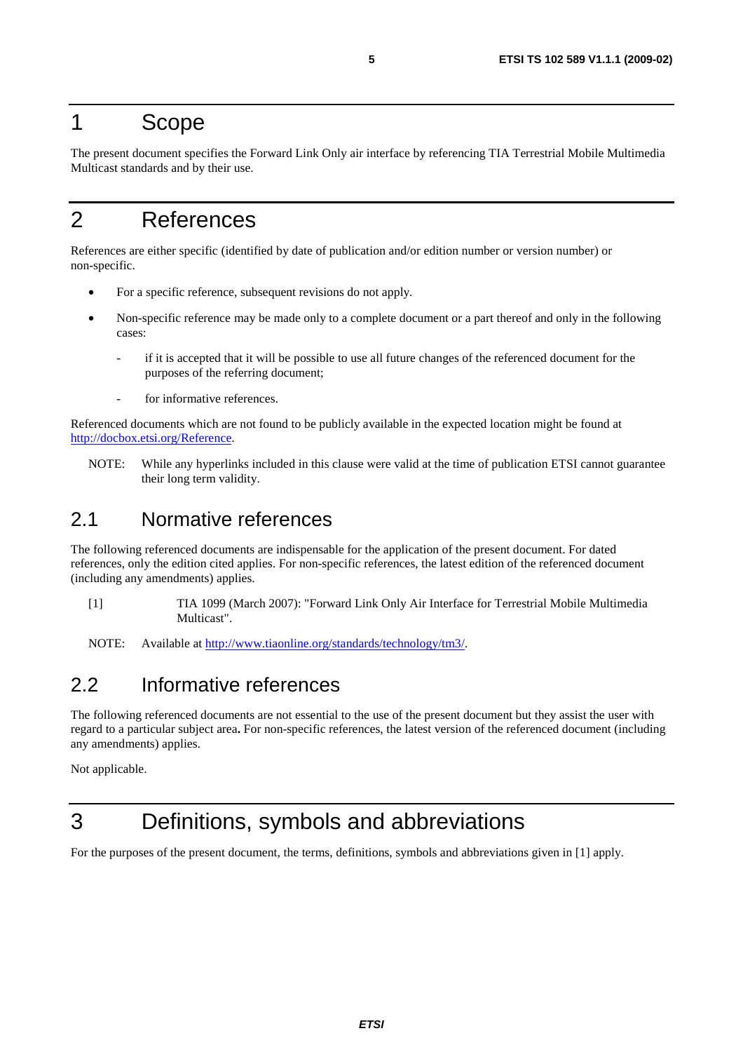# 1 Scope

The present document specifies the Forward Link Only air interface by referencing TIA Terrestrial Mobile Multimedia Multicast standards and by their use.

# 2 References

References are either specific (identified by date of publication and/or edition number or version number) or non-specific.

- For a specific reference, subsequent revisions do not apply.
- Non-specific reference may be made only to a complete document or a part thereof and only in the following cases:
  - if it is accepted that it will be possible to use all future changes of the referenced document for the purposes of the referring document;
  - for informative references.

Referenced documents which are not found to be publicly available in the expected location might be found at http://docbox.etsi.org/Reference.

NOTE: While any hyperlinks included in this clause were valid at the time of publication ETSI cannot guarantee their long term validity.

## 2.1 Normative references

The following referenced documents are indispensable for the application of the present document. For dated references, only the edition cited applies. For non-specific references, the latest edition of the referenced document (including any amendments) applies.

[1] TIA 1099 (March 2007): "Forward Link Only Air Interface for Terrestrial Mobile Multimedia Multicast".

NOTE: Available at http://www.tiaonline.org/standards/technology/tm3/.

## 2.2 Informative references

The following referenced documents are not essential to the use of the present document but they assist the user with regard to a particular subject area**.** For non-specific references, the latest version of the referenced document (including any amendments) applies.

Not applicable.

# 3 Definitions, symbols and abbreviations

For the purposes of the present document, the terms, definitions, symbols and abbreviations given in [1] apply.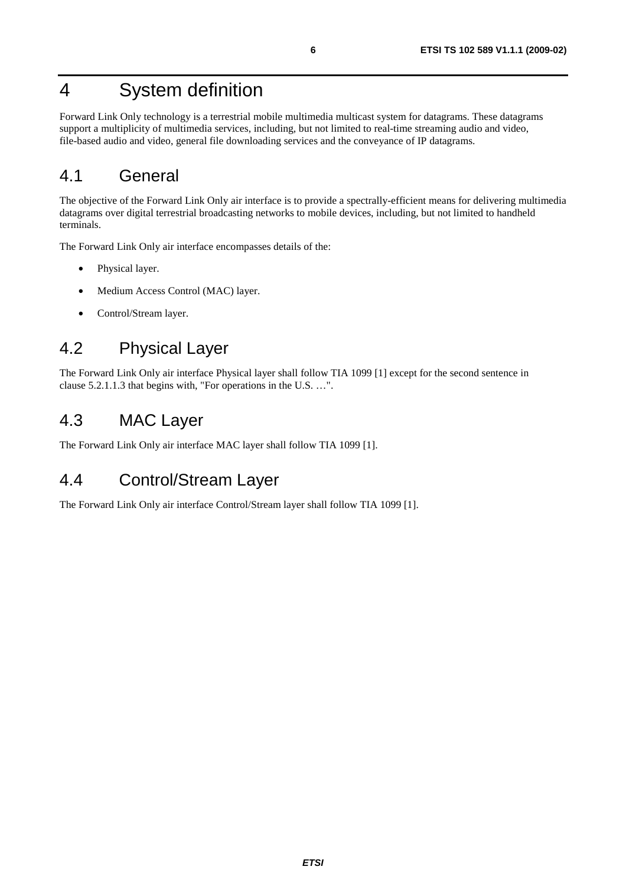# 4 System definition

Forward Link Only technology is a terrestrial mobile multimedia multicast system for datagrams. These datagrams support a multiplicity of multimedia services, including, but not limited to real-time streaming audio and video, file-based audio and video, general file downloading services and the conveyance of IP datagrams.

## 4.1 General

The objective of the Forward Link Only air interface is to provide a spectrally-efficient means for delivering multimedia datagrams over digital terrestrial broadcasting networks to mobile devices, including, but not limited to handheld terminals.

The Forward Link Only air interface encompasses details of the:

- Physical layer.
- Medium Access Control (MAC) layer.
- Control/Stream layer.

## 4.2 Physical Layer

The Forward Link Only air interface Physical layer shall follow TIA 1099 [1] except for the second sentence in clause 5.2.1.1.3 that begins with, "For operations in the U.S. …".

## 4.3 MAC Layer

The Forward Link Only air interface MAC layer shall follow TIA 1099 [1].

## 4.4 Control/Stream Layer

The Forward Link Only air interface Control/Stream layer shall follow TIA 1099 [1].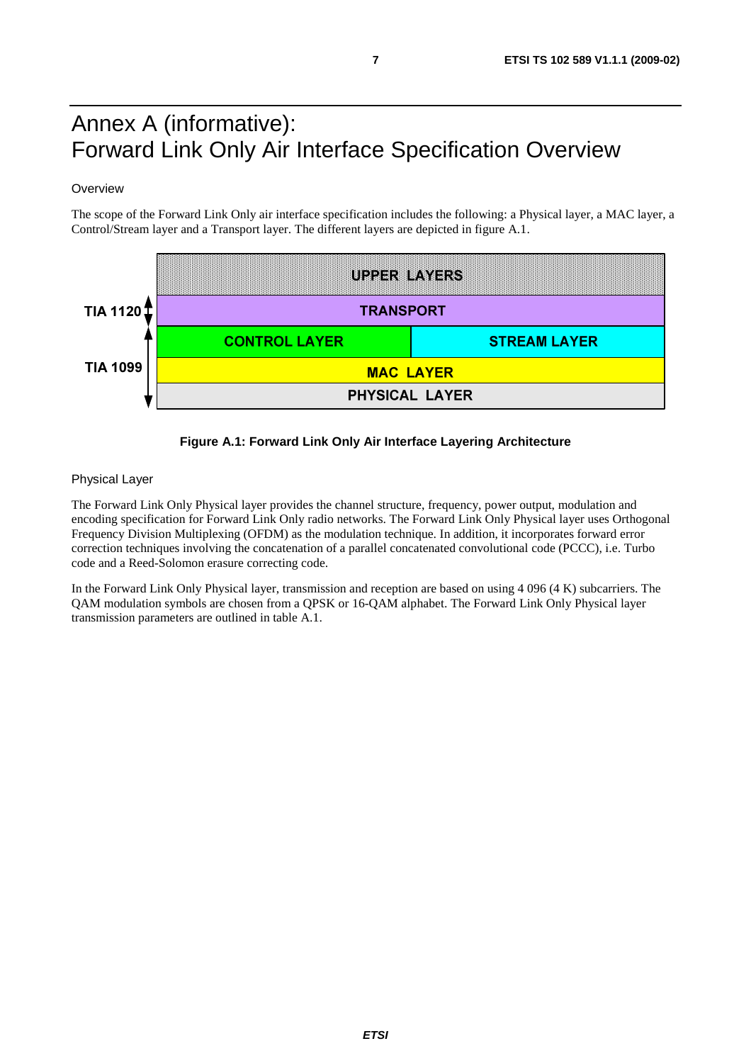# Annex A (informative): Forward Link Only Air Interface Specification Overview

## Overview

The scope of the Forward Link Only air interface specification includes the following: a Physical layer, a MAC layer, a Control/Stream layer and a Transport layer. The different layers are depicted in figure A.1.

| | UPPER LAYERS | |
|---|---|---|
| TIA 1120 | TRANSPORT | |
| TIA 1099 | CONTROL LAYER | STREAM LAYER |
| | MAC LAYER | |
| | PHYSICAL LAYER | |

**Figure A.1: Forward Link Only Air Interface Layering Architecture**

## Physical Layer

The Forward Link Only Physical layer provides the channel structure, frequency, power output, modulation and encoding specification for Forward Link Only radio networks. The Forward Link Only Physical layer uses Orthogonal Frequency Division Multiplexing (OFDM) as the modulation technique. In addition, it incorporates forward error correction techniques involving the concatenation of a parallel concatenated convolutional code (PCCC), i.e. Turbo code and a Reed-Solomon erasure correcting code.

In the Forward Link Only Physical layer, transmission and reception are based on using 4 096 (4 K) subcarriers. The QAM modulation symbols are chosen from a QPSK or 16-QAM alphabet. The Forward Link Only Physical layer transmission parameters are outlined in table A.1.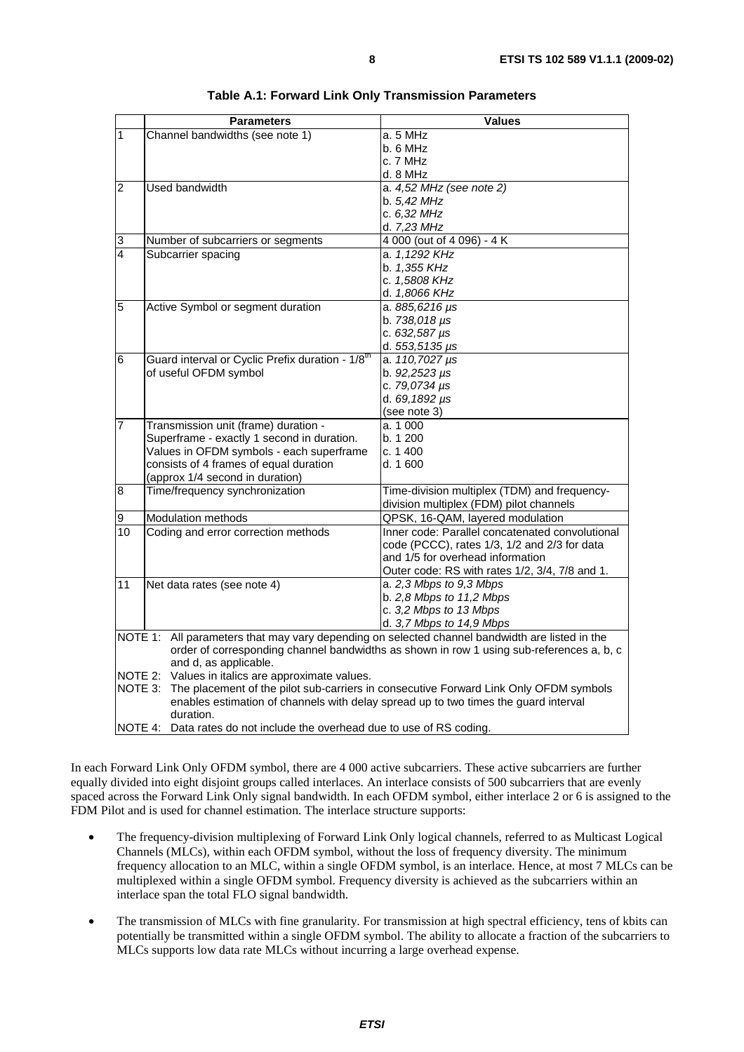**Table A.1: Forward Link Only Transmission Parameters**

| | Parameters | Values |
|---|---|---|
| 1 | Channel bandwidths (see note 1) | a. 5 MHz<br>b. 6 MHz<br>c. 7 MHz<br>d. 8 MHz |
| 2 | Used bandwidth | a. *4,52 MHz (see note 2)*<br>b. *5,42 MHz*<br>c. *6,32 MHz*<br>d. *7,23 MHz* |
| 3 | Number of subcarriers or segments | 4 000 (out of 4 096) - 4 K |
| 4 | Subcarrier spacing | a. *1,1292 KHz*<br>b. *1,355 KHz*<br>c. *1,5808 KHz*<br>d. *1,8066 KHz* |
| 5 | Active Symbol or segment duration | a. *885,6216 µs*<br>b. *738,018 µs*<br>c. *632,587 µs*<br>d. *553,5135 µs* |
| 6 | Guard interval or Cyclic Prefix duration - 1/8[th] of useful OFDM symbol | a. *110,7027 µs*<br>b. *92,2523 µs*<br>c. *79,0734 µs*<br>d. *69,1892 µs*<br>(see note 3) |
| 7 | Transmission unit (frame) duration - Superframe - exactly 1 second in duration. Values in OFDM symbols - each superframe consists of 4 frames of equal duration (approx 1/4 second in duration) | a. 1 000<br>b. 1 200<br>c. 1 400<br>d. 1 600 |
| 8 | Time/frequency synchronization | Time-division multiplex (TDM) and frequency-division multiplex (FDM) pilot channels |
| 9 | Modulation methods | QPSK, 16-QAM, layered modulation |
| 10 | Coding and error correction methods | Inner code: Parallel concatenated convolutional code (PCCC), rates 1/3, 1/2 and 2/3 for data and 1/5 for overhead information<br>Outer code: RS with rates 1/2, 3/4, 7/8 and 1. |
| 11 | Net data rates (see note 4) | a. *2,3 Mbps to 9,3 Mbps*<br>b. *2,8 Mbps to 11,2 Mbps*<br>c. *3,2 Mbps to 13 Mbps*<br>d. *3,7 Mbps to 14,9 Mbps* |

NOTE 1: All parameters that may vary depending on selected channel bandwidth are listed in the order of corresponding channel bandwidths as shown in row 1 using sub-references a, b, c and d, as applicable.
NOTE 2: Values in italics are approximate values.
NOTE 3: The placement of the pilot sub-carriers in consecutive Forward Link Only OFDM symbols enables estimation of channels with delay spread up to two times the guard interval duration.
NOTE 4: Data rates do not include the overhead due to use of RS coding.

In each Forward Link Only OFDM symbol, there are 4 000 active subcarriers. These active subcarriers are further equally divided into eight disjoint groups called interlaces. An interlace consists of 500 subcarriers that are evenly spaced across the Forward Link Only signal bandwidth. In each OFDM symbol, either interlace 2 or 6 is assigned to the FDM Pilot and is used for channel estimation. The interlace structure supports:

- The frequency-division multiplexing of Forward Link Only logical channels, referred to as Multicast Logical Channels (MLCs), within each OFDM symbol, without the loss of frequency diversity. The minimum frequency allocation to an MLC, within a single OFDM symbol, is an interlace. Hence, at most 7 MLCs can be multiplexed within a single OFDM symbol. Frequency diversity is achieved as the subcarriers within an interlace span the total FLO signal bandwidth.
- The transmission of MLCs with fine granularity. For transmission at high spectral efficiency, tens of kbits can potentially be transmitted within a single OFDM symbol. The ability to allocate a fraction of the subcarriers to MLCs supports low data rate MLCs without incurring a large overhead expense.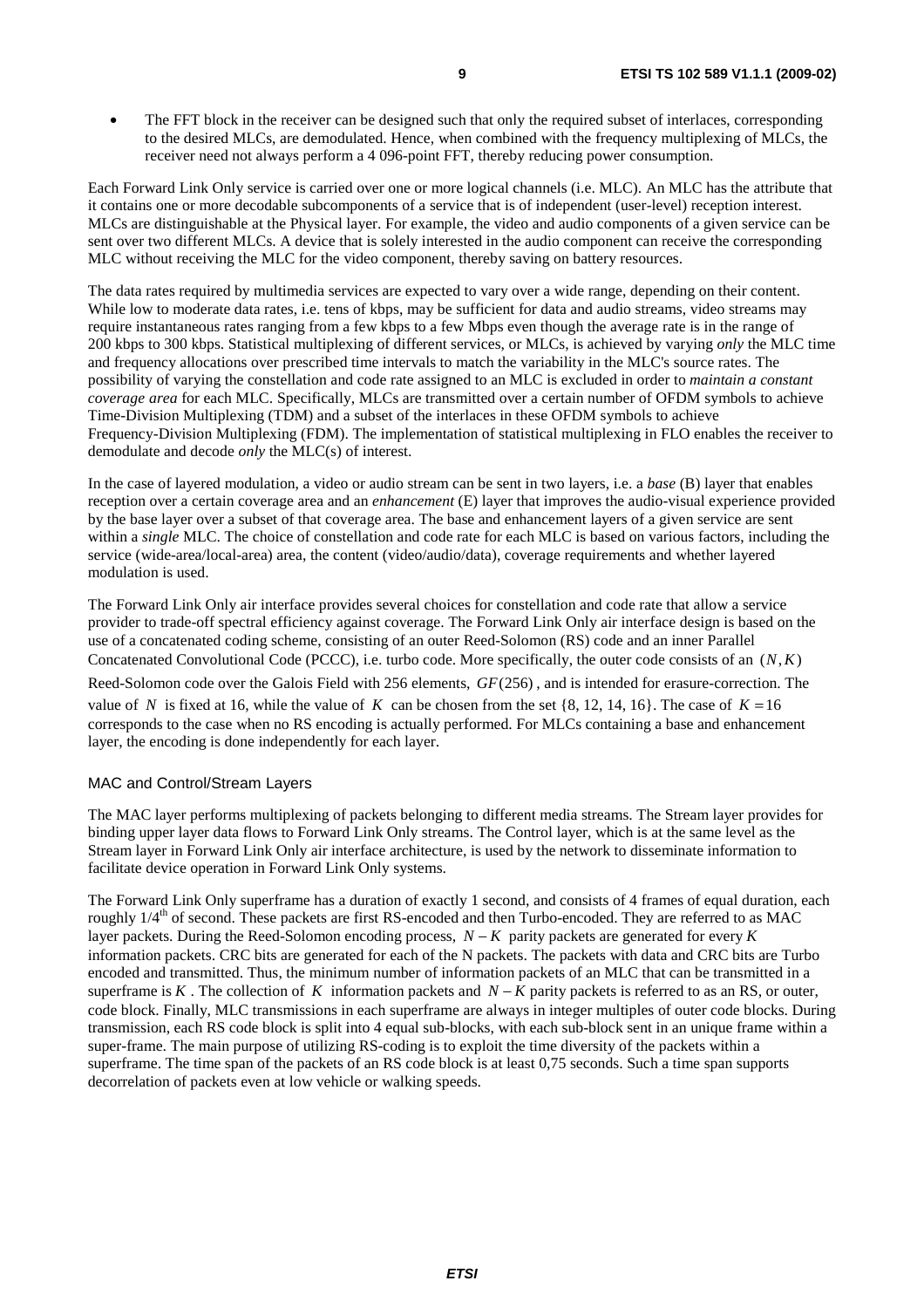- The FFT block in the receiver can be designed such that only the required subset of interlaces, corresponding to the desired MLCs, are demodulated. Hence, when combined with the frequency multiplexing of MLCs, the receiver need not always perform a 4 096-point FFT, thereby reducing power consumption.

Each Forward Link Only service is carried over one or more logical channels (i.e. MLC). An MLC has the attribute that it contains one or more decodable subcomponents of a service that is of independent (user-level) reception interest. MLCs are distinguishable at the Physical layer. For example, the video and audio components of a given service can be sent over two different MLCs. A device that is solely interested in the audio component can receive the corresponding MLC without receiving the MLC for the video component, thereby saving on battery resources.

The data rates required by multimedia services are expected to vary over a wide range, depending on their content. While low to moderate data rates, i.e. tens of kbps, may be sufficient for data and audio streams, video streams may require instantaneous rates ranging from a few kbps to a few Mbps even though the average rate is in the range of 200 kbps to 300 kbps. Statistical multiplexing of different services, or MLCs, is achieved by varying *only* the MLC time and frequency allocations over prescribed time intervals to match the variability in the MLC's source rates. The possibility of varying the constellation and code rate assigned to an MLC is excluded in order to *maintain a constant coverage area* for each MLC. Specifically, MLCs are transmitted over a certain number of OFDM symbols to achieve Time-Division Multiplexing (TDM) and a subset of the interlaces in these OFDM symbols to achieve Frequency-Division Multiplexing (FDM). The implementation of statistical multiplexing in FLO enables the receiver to demodulate and decode *only* the MLC(s) of interest.

In the case of layered modulation, a video or audio stream can be sent in two layers, i.e. a *base* (B) layer that enables reception over a certain coverage area and an *enhancement* (E) layer that improves the audio-visual experience provided by the base layer over a subset of that coverage area. The base and enhancement layers of a given service are sent within a *single* MLC. The choice of constellation and code rate for each MLC is based on various factors, including the service (wide-area/local-area) area, the content (video/audio/data), coverage requirements and whether layered modulation is used.

The Forward Link Only air interface provides several choices for constellation and code rate that allow a service provider to trade-off spectral efficiency against coverage. The Forward Link Only air interface design is based on the use of a concatenated coding scheme, consisting of an outer Reed-Solomon (RS) code and an inner Parallel Concatenated Convolutional Code (PCCC), i.e. turbo code. More specifically, the outer code consists of an $(N, K)$ Reed-Solomon code over the Galois Field with 256 elements, $GF(256)$, and is intended for erasure-correction. The value of $N$ is fixed at 16, while the value of $K$ can be chosen from the set {8, 12, 14, 16}. The case of $K = 16$ corresponds to the case when no RS encoding is actually performed. For MLCs containing a base and enhancement layer, the encoding is done independently for each layer.

#### MAC and Control/Stream Layers

The MAC layer performs multiplexing of packets belonging to different media streams. The Stream layer provides for binding upper layer data flows to Forward Link Only streams. The Control layer, which is at the same level as the Stream layer in Forward Link Only air interface architecture, is used by the network to disseminate information to facilitate device operation in Forward Link Only systems.

The Forward Link Only superframe has a duration of exactly 1 second, and consists of 4 frames of equal duration, each roughly 1/4th of second. These packets are first RS-encoded and then Turbo-encoded. They are referred to as MAC layer packets. During the Reed-Solomon encoding process, $N - K$ parity packets are generated for every $K$ information packets. CRC bits are generated for each of the N packets. The packets with data and CRC bits are Turbo encoded and transmitted. Thus, the minimum number of information packets of an MLC that can be transmitted in a superframe is $K$. The collection of $K$ information packets and $N - K$ parity packets is referred to as an RS, or outer, code block. Finally, MLC transmissions in each superframe are always in integer multiples of outer code blocks. During transmission, each RS code block is split into 4 equal sub-blocks, with each sub-block sent in an unique frame within a super-frame. The main purpose of utilizing RS-coding is to exploit the time diversity of the packets within a superframe. The time span of the packets of an RS code block is at least 0,75 seconds. Such a time span supports decorrelation of packets even at low vehicle or walking speeds.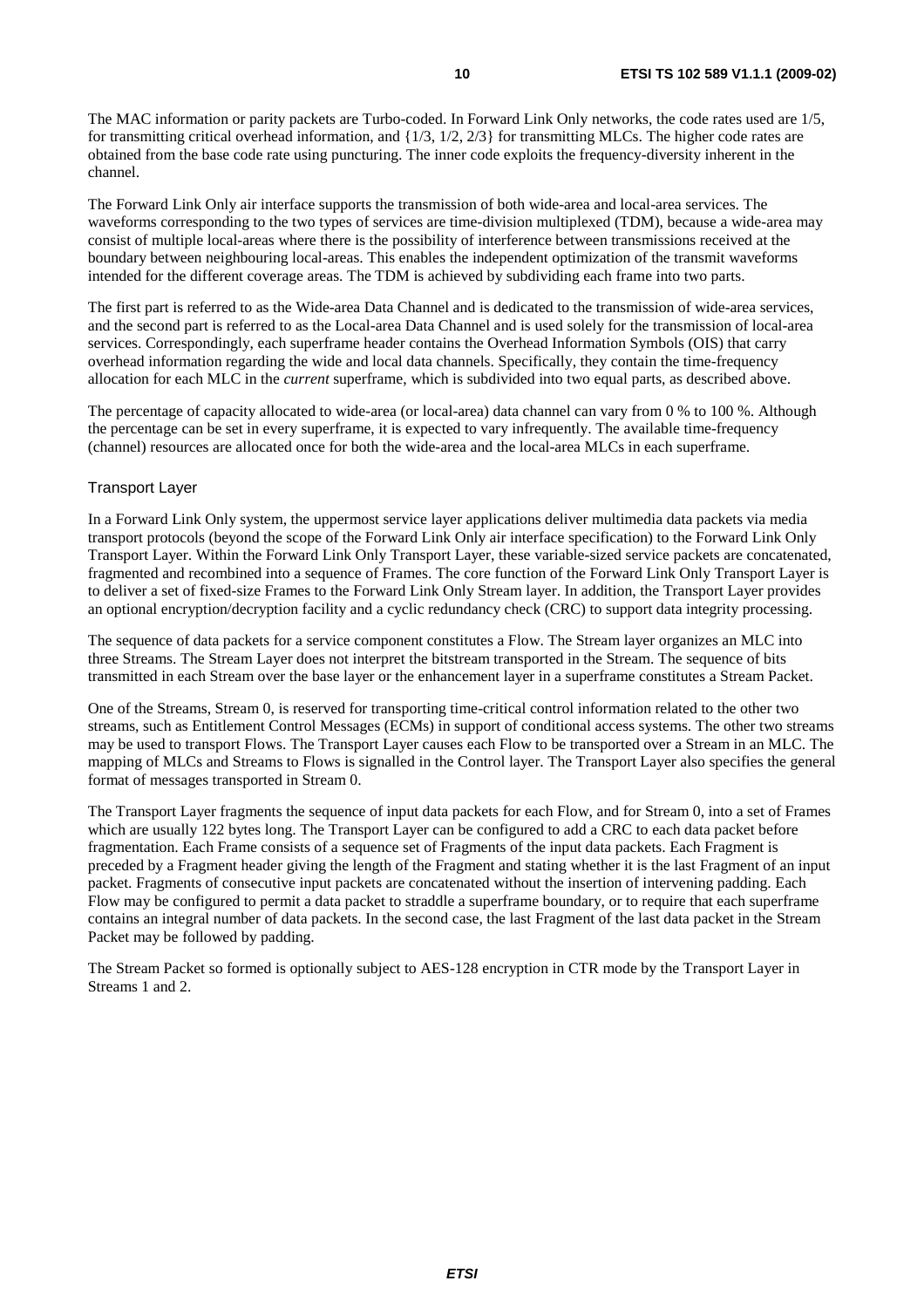The MAC information or parity packets are Turbo-coded. In Forward Link Only networks, the code rates used are 1/5, for transmitting critical overhead information, and {1/3, 1/2, 2/3} for transmitting MLCs. The higher code rates are obtained from the base code rate using puncturing. The inner code exploits the frequency-diversity inherent in the channel.

The Forward Link Only air interface supports the transmission of both wide-area and local-area services. The waveforms corresponding to the two types of services are time-division multiplexed (TDM), because a wide-area may consist of multiple local-areas where there is the possibility of interference between transmissions received at the boundary between neighbouring local-areas. This enables the independent optimization of the transmit waveforms intended for the different coverage areas. The TDM is achieved by subdividing each frame into two parts.

The first part is referred to as the Wide-area Data Channel and is dedicated to the transmission of wide-area services, and the second part is referred to as the Local-area Data Channel and is used solely for the transmission of local-area services. Correspondingly, each superframe header contains the Overhead Information Symbols (OIS) that carry overhead information regarding the wide and local data channels. Specifically, they contain the time-frequency allocation for each MLC in the *current* superframe, which is subdivided into two equal parts, as described above.

The percentage of capacity allocated to wide-area (or local-area) data channel can vary from 0 % to 100 %. Although the percentage can be set in every superframe, it is expected to vary infrequently. The available time-frequency (channel) resources are allocated once for both the wide-area and the local-area MLCs in each superframe.

#### Transport Layer

In a Forward Link Only system, the uppermost service layer applications deliver multimedia data packets via media transport protocols (beyond the scope of the Forward Link Only air interface specification) to the Forward Link Only Transport Layer. Within the Forward Link Only Transport Layer, these variable-sized service packets are concatenated, fragmented and recombined into a sequence of Frames. The core function of the Forward Link Only Transport Layer is to deliver a set of fixed-size Frames to the Forward Link Only Stream layer. In addition, the Transport Layer provides an optional encryption/decryption facility and a cyclic redundancy check (CRC) to support data integrity processing.

The sequence of data packets for a service component constitutes a Flow. The Stream layer organizes an MLC into three Streams. The Stream Layer does not interpret the bitstream transported in the Stream. The sequence of bits transmitted in each Stream over the base layer or the enhancement layer in a superframe constitutes a Stream Packet.

One of the Streams, Stream 0, is reserved for transporting time-critical control information related to the other two streams, such as Entitlement Control Messages (ECMs) in support of conditional access systems. The other two streams may be used to transport Flows. The Transport Layer causes each Flow to be transported over a Stream in an MLC. The mapping of MLCs and Streams to Flows is signalled in the Control layer. The Transport Layer also specifies the general format of messages transported in Stream 0.

The Transport Layer fragments the sequence of input data packets for each Flow, and for Stream 0, into a set of Frames which are usually 122 bytes long. The Transport Layer can be configured to add a CRC to each data packet before fragmentation. Each Frame consists of a sequence set of Fragments of the input data packets. Each Fragment is preceded by a Fragment header giving the length of the Fragment and stating whether it is the last Fragment of an input packet. Fragments of consecutive input packets are concatenated without the insertion of intervening padding. Each Flow may be configured to permit a data packet to straddle a superframe boundary, or to require that each superframe contains an integral number of data packets. In the second case, the last Fragment of the last data packet in the Stream Packet may be followed by padding.

The Stream Packet so formed is optionally subject to AES-128 encryption in CTR mode by the Transport Layer in Streams 1 and 2.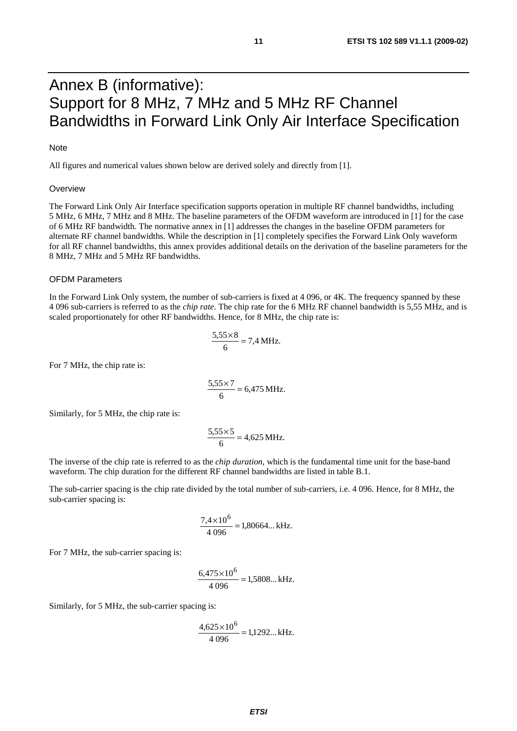# Annex B (informative): Support for 8 MHz, 7 MHz and 5 MHz RF Channel Bandwidths in Forward Link Only Air Interface Specification

Note

All figures and numerical values shown below are derived solely and directly from [1].

Overview

The Forward Link Only Air Interface specification supports operation in multiple RF channel bandwidths, including 5 MHz, 6 MHz, 7 MHz and 8 MHz. The baseline parameters of the OFDM waveform are introduced in [1] for the case of 6 MHz RF bandwidth. The normative annex in [1] addresses the changes in the baseline OFDM parameters for alternate RF channel bandwidths. While the description in [1] completely specifies the Forward Link Only waveform for all RF channel bandwidths, this annex provides additional details on the derivation of the baseline parameters for the 8 MHz, 7 MHz and 5 MHz RF bandwidths.

OFDM Parameters

In the Forward Link Only system, the number of sub-carriers is fixed at 4 096, or 4K. The frequency spanned by these 4 096 sub-carriers is referred to as the *chip rate*. The chip rate for the 6 MHz RF channel bandwidth is 5,55 MHz, and is scaled proportionately for other RF bandwidths. Hence, for 8 MHz, the chip rate is:

$$\frac{5{,}55 \times 8}{6} = 7{,}4\,\text{MHz.}$$

For 7 MHz, the chip rate is:

$$\frac{5{,}55 \times 7}{6} = 6{,}475\,\text{MHz.}$$

Similarly, for 5 MHz, the chip rate is:

$$\frac{5{,}55 \times 5}{6} = 4{,}625\,\text{MHz.}$$

The inverse of the chip rate is referred to as the *chip duration*, which is the fundamental time unit for the base-band waveform. The chip duration for the different RF channel bandwidths are listed in table B.1.

The sub-carrier spacing is the chip rate divided by the total number of sub-carriers, i.e. 4 096. Hence, for 8 MHz, the sub-carrier spacing is:

$$\frac{7{,}4 \times 10^6}{4\,096} = 1{,}80664...\,\text{kHz.}$$

For 7 MHz, the sub-carrier spacing is:

$$\frac{6{,}475 \times 10^6}{4\,096} = 1{,}5808...\,\text{kHz.}$$

Similarly, for 5 MHz, the sub-carrier spacing is:

$$\frac{4{,}625 \times 10^6}{4\,096} = 1{,}1292...\,\text{kHz.}$$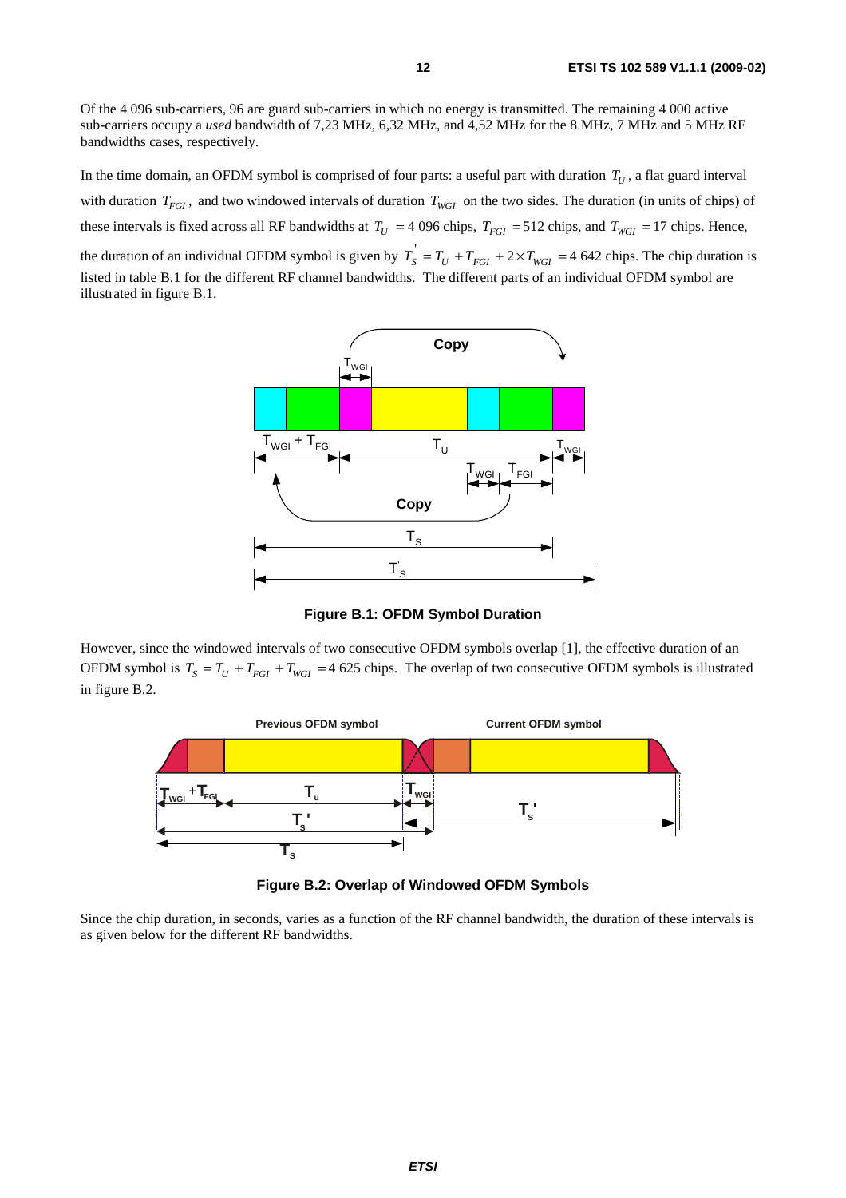Of the 4 096 sub-carriers, 96 are guard sub-carriers in which no energy is transmitted. The remaining 4 000 active sub-carriers occupy a *used* bandwidth of 7,23 MHz, 6,32 MHz, and 4,52 MHz for the 8 MHz, 7 MHz and 5 MHz RF bandwidths cases, respectively.

In the time domain, an OFDM symbol is comprised of four parts: a useful part with duration $T_U$, a flat guard interval with duration $T_{FGI}$, and two windowed intervals of duration $T_{WGI}$ on the two sides. The duration (in units of chips) of these intervals is fixed across all RF bandwidths at $T_U$ = 4 096 chips, $T_{FGI}$ = 512 chips, and $T_{WGI}$ = 17 chips. Hence, the duration of an individual OFDM symbol is given by $T_S^{'} = T_U + T_{FGI} + 2 \times T_{WGI}$ = 4 642 chips. The chip duration is listed in table B.1 for the different RF channel bandwidths. The different parts of an individual OFDM symbol are illustrated in figure B.1.

**Figure B.1: OFDM Symbol Duration**

However, since the windowed intervals of two consecutive OFDM symbols overlap [1], the effective duration of an OFDM symbol is $T_S = T_U + T_{FGI} + T_{WGI}$ = 4 625 chips. The overlap of two consecutive OFDM symbols is illustrated in figure B.2.

**Figure B.2: Overlap of Windowed OFDM Symbols**

Since the chip duration, in seconds, varies as a function of the RF channel bandwidth, the duration of these intervals is as given below for the different RF bandwidths.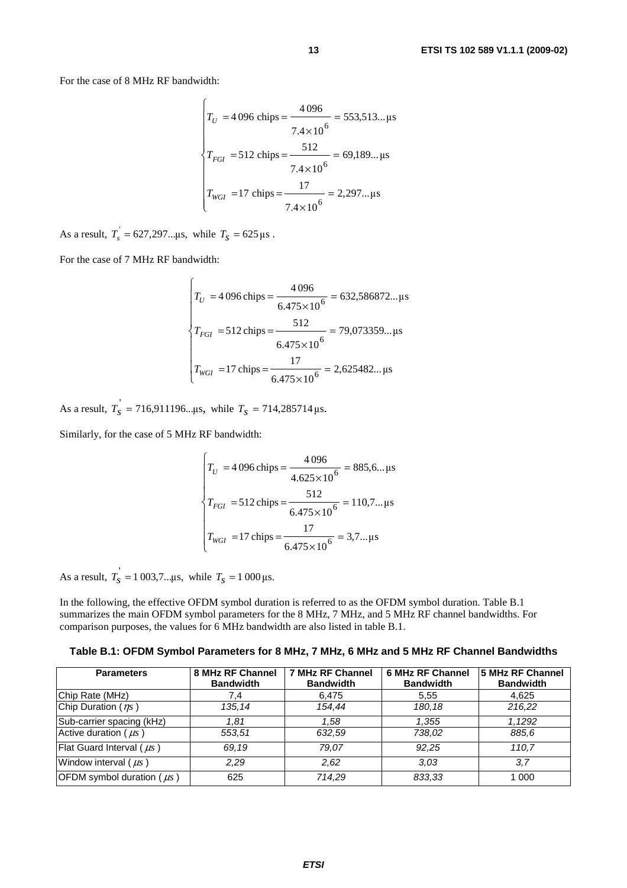For the case of 8 MHz RF bandwidth:

$$\begin{cases} T_U = 4\,096 \text{ chips} = \dfrac{4\,096}{7.4 \times 10^6} = 553{,}513... \mu\text{s} \\ T_{FGI} = 512 \text{ chips} = \dfrac{512}{7.4 \times 10^6} = 69{,}189... \mu\text{s} \\ T_{WGI} = 17 \text{ chips} = \dfrac{17}{7.4 \times 10^6} = 2{,}297... \mu\text{s} \end{cases}$$

As a result, $T_s^{'} = 627{,}297... \mu\text{s}$, while $T_S = 625\, \mu\text{s}$ .

For the case of 7 MHz RF bandwidth:

$$\begin{cases} T_U = 4\,096 \text{ chips} = \dfrac{4\,096}{6.475 \times 10^6} = 632{,}586872... \mu\text{s} \\ T_{FGI} = 512 \text{ chips} = \dfrac{512}{6.475 \times 10^6} = 79{,}073359... \mu\text{s} \\ T_{WGI} = 17 \text{ chips} = \dfrac{17}{6.475 \times 10^6} = 2{,}625482... \mu\text{s} \end{cases}$$

As a result, $T_S^{'} = 716{,}911196... \mu\text{s}$, while $T_S = 714{,}285714\, \mu\text{s}$.

Similarly, for the case of 5 MHz RF bandwidth:

$$\begin{cases} T_U = 4\,096 \text{ chips} = \dfrac{4\,096}{4.625 \times 10^6} = 885{,}6... \mu\text{s} \\ T_{FGI} = 512 \text{ chips} = \dfrac{512}{6.475 \times 10^6} = 110{,}7... \mu\text{s} \\ T_{WGI} = 17 \text{ chips} = \dfrac{17}{6.475 \times 10^6} = 3{,}7... \mu\text{s} \end{cases}$$

As a result, $T_S^{'} = 1\,003{,}7... \mu\text{s}$, while $T_S = 1\,000\, \mu\text{s}$.

In the following, the effective OFDM symbol duration is referred to as the OFDM symbol duration. Table B.1 summarizes the main OFDM symbol parameters for the 8 MHz, 7 MHz, and 5 MHz RF channel bandwidths. For comparison purposes, the values for 6 MHz bandwidth are also listed in table B.1.

**Table B.1: OFDM Symbol Parameters for 8 MHz, 7 MHz, 6 MHz and 5 MHz RF Channel Bandwidths**

| Parameters | 8 MHz RF Channel Bandwidth | 7 MHz RF Channel Bandwidth | 6 MHz RF Channel Bandwidth | 5 MHz RF Channel Bandwidth |
|---|---|---|---|---|
| Chip Rate (MHz) | 7,4 | 6,475 | 5,55 | 4,625 |
| Chip Duration ($\eta s$) | 135,14 | 154,44 | 180,18 | 216,22 |
| Sub-carrier spacing (kHz) | 1,81 | 1,58 | 1,355 | 1,1292 |
| Active duration ($\mu s$) | 553,51 | 632,59 | 738,02 | 885,6 |
| Flat Guard Interval ($\mu s$) | 69,19 | 79,07 | 92,25 | 110,7 |
| Window interval ($\mu s$) | 2,29 | 2,62 | 3,03 | 3,7 |
| OFDM symbol duration ($\mu s$) | 625 | 714,29 | 833,33 | 1 000 |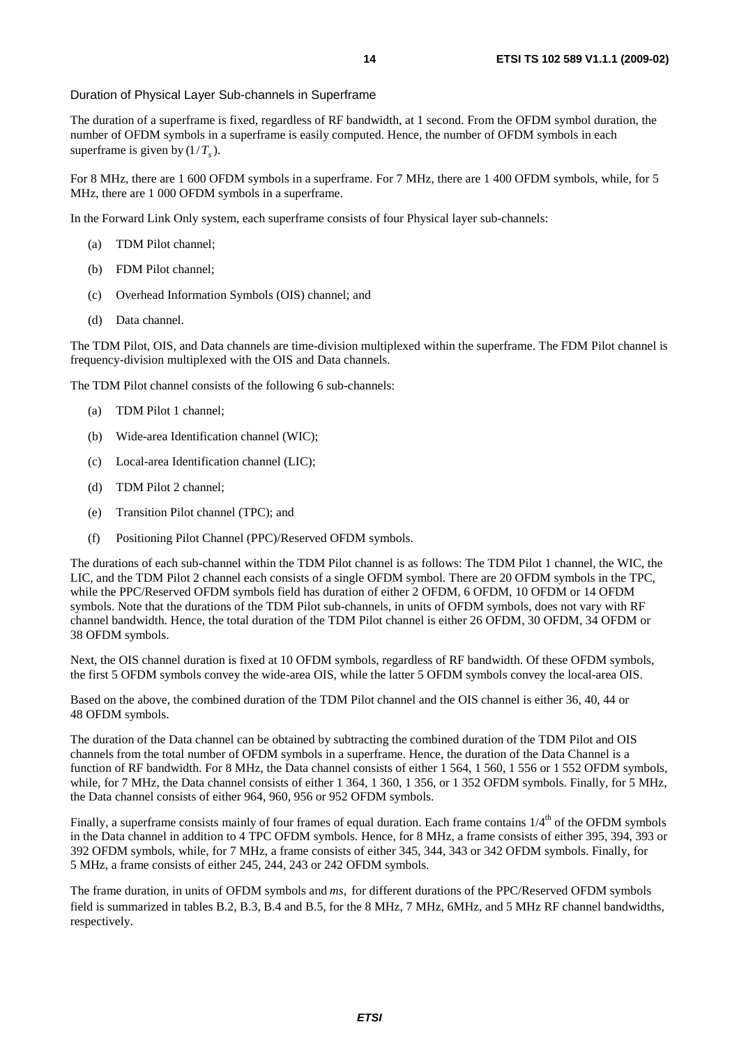Duration of Physical Layer Sub-channels in Superframe

The duration of a superframe is fixed, regardless of RF bandwidth, at 1 second. From the OFDM symbol duration, the number of OFDM symbols in a superframe is easily computed. Hence, the number of OFDM symbols in each superframe is given by $(1/T_s)$.

For 8 MHz, there are 1 600 OFDM symbols in a superframe. For 7 MHz, there are 1 400 OFDM symbols, while, for 5 MHz, there are 1 000 OFDM symbols in a superframe.

In the Forward Link Only system, each superframe consists of four Physical layer sub-channels:

(a) TDM Pilot channel;

(b) FDM Pilot channel;

(c) Overhead Information Symbols (OIS) channel; and

(d) Data channel.

The TDM Pilot, OIS, and Data channels are time-division multiplexed within the superframe. The FDM Pilot channel is frequency-division multiplexed with the OIS and Data channels.

The TDM Pilot channel consists of the following 6 sub-channels:

(a) TDM Pilot 1 channel;

(b) Wide-area Identification channel (WIC);

(c) Local-area Identification channel (LIC);

(d) TDM Pilot 2 channel;

(e) Transition Pilot channel (TPC); and

(f) Positioning Pilot Channel (PPC)/Reserved OFDM symbols.

The durations of each sub-channel within the TDM Pilot channel is as follows: The TDM Pilot 1 channel, the WIC, the LIC, and the TDM Pilot 2 channel each consists of a single OFDM symbol. There are 20 OFDM symbols in the TPC, while the PPC/Reserved OFDM symbols field has duration of either 2 OFDM, 6 OFDM, 10 OFDM or 14 OFDM symbols. Note that the durations of the TDM Pilot sub-channels, in units of OFDM symbols, does not vary with RF channel bandwidth. Hence, the total duration of the TDM Pilot channel is either 26 OFDM, 30 OFDM, 34 OFDM or 38 OFDM symbols.

Next, the OIS channel duration is fixed at 10 OFDM symbols, regardless of RF bandwidth. Of these OFDM symbols, the first 5 OFDM symbols convey the wide-area OIS, while the latter 5 OFDM symbols convey the local-area OIS.

Based on the above, the combined duration of the TDM Pilot channel and the OIS channel is either 36, 40, 44 or 48 OFDM symbols.

The duration of the Data channel can be obtained by subtracting the combined duration of the TDM Pilot and OIS channels from the total number of OFDM symbols in a superframe. Hence, the duration of the Data Channel is a function of RF bandwidth. For 8 MHz, the Data channel consists of either 1 564, 1 560, 1 556 or 1 552 OFDM symbols, while, for 7 MHz, the Data channel consists of either 1 364, 1 360, 1 356, or 1 352 OFDM symbols. Finally, for 5 MHz, the Data channel consists of either 964, 960, 956 or 952 OFDM symbols.

Finally, a superframe consists mainly of four frames of equal duration. Each frame contains 1/4$^{th}$ of the OFDM symbols in the Data channel in addition to 4 TPC OFDM symbols. Hence, for 8 MHz, a frame consists of either 395, 394, 393 or 392 OFDM symbols, while, for 7 MHz, a frame consists of either 345, 344, 343 or 342 OFDM symbols. Finally, for 5 MHz, a frame consists of either 245, 244, 243 or 242 OFDM symbols.

The frame duration, in units of OFDM symbols and *ms*, for different durations of the PPC/Reserved OFDM symbols field is summarized in tables B.2, B.3, B.4 and B.5, for the 8 MHz, 7 MHz, 6MHz, and 5 MHz RF channel bandwidths, respectively.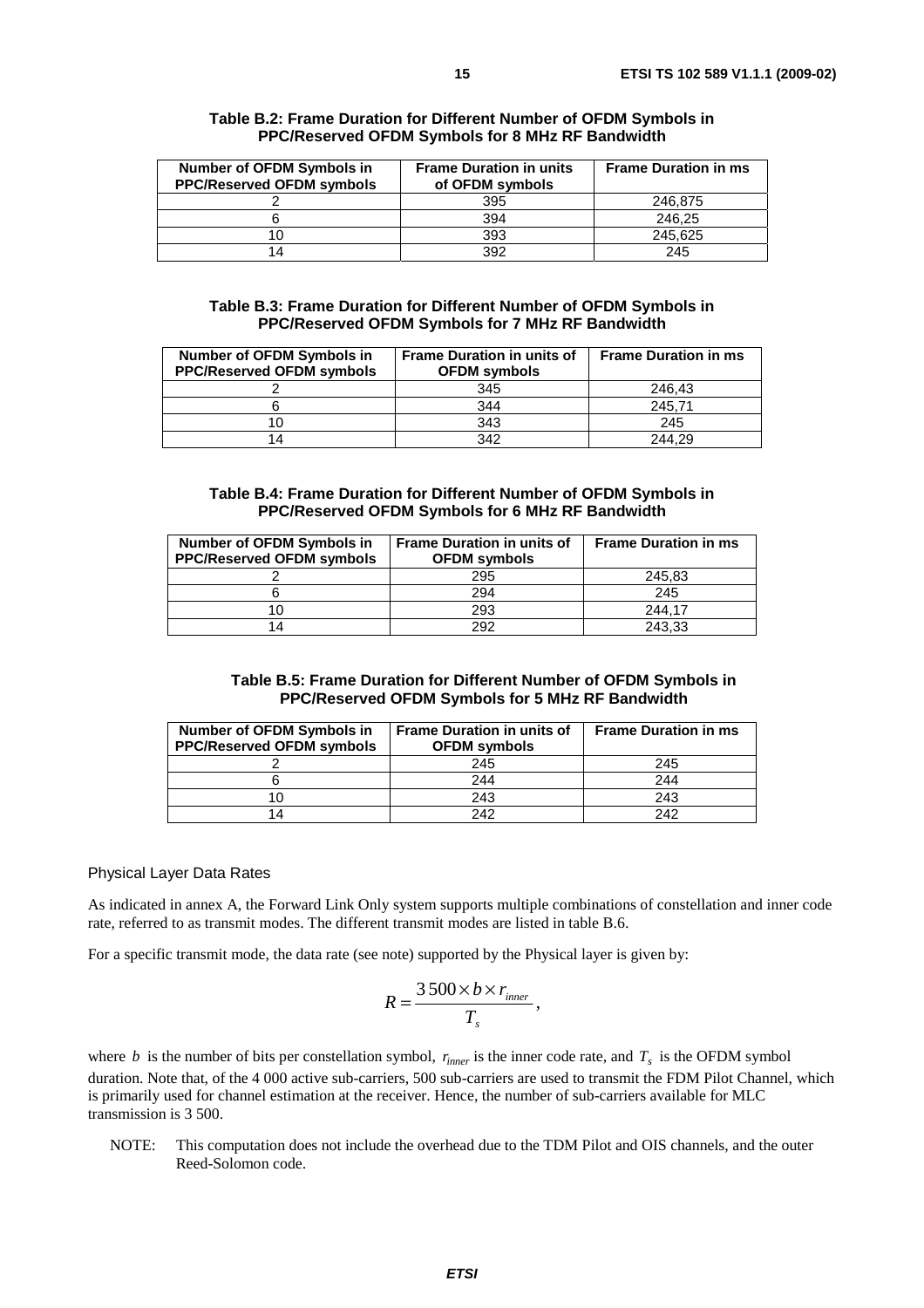**Table B.2: Frame Duration for Different Number of OFDM Symbols in PPC/Reserved OFDM Symbols for 8 MHz RF Bandwidth**

| Number of OFDM Symbols in PPC/Reserved OFDM symbols | Frame Duration in units of OFDM symbols | Frame Duration in ms |
|---|---|---|
| 2 | 395 | 246,875 |
| 6 | 394 | 246,25 |
| 10 | 393 | 245,625 |
| 14 | 392 | 245 |

**Table B.3: Frame Duration for Different Number of OFDM Symbols in PPC/Reserved OFDM Symbols for 7 MHz RF Bandwidth**

| Number of OFDM Symbols in PPC/Reserved OFDM symbols | Frame Duration in units of OFDM symbols | Frame Duration in ms |
|---|---|---|
| 2 | 345 | 246,43 |
| 6 | 344 | 245,71 |
| 10 | 343 | 245 |
| 14 | 342 | 244,29 |

**Table B.4: Frame Duration for Different Number of OFDM Symbols in PPC/Reserved OFDM Symbols for 6 MHz RF Bandwidth**

| Number of OFDM Symbols in PPC/Reserved OFDM symbols | Frame Duration in units of OFDM symbols | Frame Duration in ms |
|---|---|---|
| 2 | 295 | 245,83 |
| 6 | 294 | 245 |
| 10 | 293 | 244,17 |
| 14 | 292 | 243,33 |

**Table B.5: Frame Duration for Different Number of OFDM Symbols in PPC/Reserved OFDM Symbols for 5 MHz RF Bandwidth**

| Number of OFDM Symbols in PPC/Reserved OFDM symbols | Frame Duration in units of OFDM symbols | Frame Duration in ms |
|---|---|---|
| 2 | 245 | 245 |
| 6 | 244 | 244 |
| 10 | 243 | 243 |
| 14 | 242 | 242 |

Physical Layer Data Rates

As indicated in annex A, the Forward Link Only system supports multiple combinations of constellation and inner code rate, referred to as transmit modes. The different transmit modes are listed in table B.6.

For a specific transmit mode, the data rate (see note) supported by the Physical layer is given by:

$$R = \frac{3\,500 \times b \times r_{inner}}{T_s},$$

where $b$ is the number of bits per constellation symbol, $r_{inner}$ is the inner code rate, and $T_s$ is the OFDM symbol duration. Note that, of the 4 000 active sub-carriers, 500 sub-carriers are used to transmit the FDM Pilot Channel, which is primarily used for channel estimation at the receiver. Hence, the number of sub-carriers available for MLC transmission is 3 500.

NOTE: This computation does not include the overhead due to the TDM Pilot and OIS channels, and the outer Reed-Solomon code.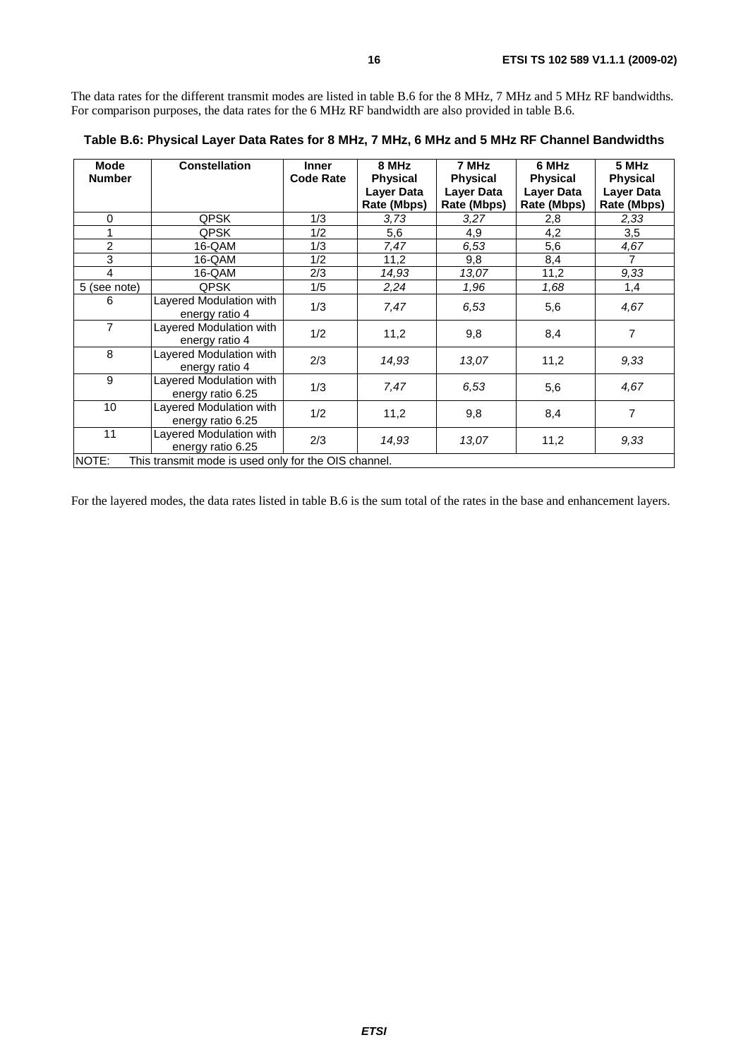The data rates for the different transmit modes are listed in table B.6 for the 8 MHz, 7 MHz and 5 MHz RF bandwidths. For comparison purposes, the data rates for the 6 MHz RF bandwidth are also provided in table B.6.

**Table B.6: Physical Layer Data Rates for 8 MHz, 7 MHz, 6 MHz and 5 MHz RF Channel Bandwidths**

| Mode Number | Constellation | Inner Code Rate | 8 MHz Physical Layer Data Rate (Mbps) | 7 MHz Physical Layer Data Rate (Mbps) | 6 MHz Physical Layer Data Rate (Mbps) | 5 MHz Physical Layer Data Rate (Mbps) |
|---|---|---|---|---|---|---|
| 0 | QPSK | 1/3 | *3,73* | *3,27* | 2,8 | *2,33* |
| 1 | QPSK | 1/2 | 5,6 | 4,9 | 4,2 | 3,5 |
| 2 | 16-QAM | 1/3 | *7,47* | *6,53* | 5,6 | *4,67* |
| 3 | 16-QAM | 1/2 | 11,2 | 9,8 | 8,4 | 7 |
| 4 | 16-QAM | 2/3 | *14,93* | *13,07* | 11,2 | *9,33* |
| 5 (see note) | QPSK | 1/5 | *2,24* | *1,96* | *1,68* | 1,4 |
| 6 | Layered Modulation with energy ratio 4 | 1/3 | *7,47* | *6,53* | 5,6 | *4,67* |
| 7 | Layered Modulation with energy ratio 4 | 1/2 | 11,2 | 9,8 | 8,4 | 7 |
| 8 | Layered Modulation with energy ratio 4 | 2/3 | *14,93* | *13,07* | 11,2 | *9,33* |
| 9 | Layered Modulation with energy ratio 6.25 | 1/3 | *7,47* | *6,53* | 5,6 | *4,67* |
| 10 | Layered Modulation with energy ratio 6.25 | 1/2 | 11,2 | 9,8 | 8,4 | 7 |
| 11 | Layered Modulation with energy ratio 6.25 | 2/3 | *14,93* | *13,07* | 11,2 | *9,33* |
| NOTE: This transmit mode is used only for the OIS channel. | | | | | | |

For the layered modes, the data rates listed in table B.6 is the sum total of the rates in the base and enhancement layers.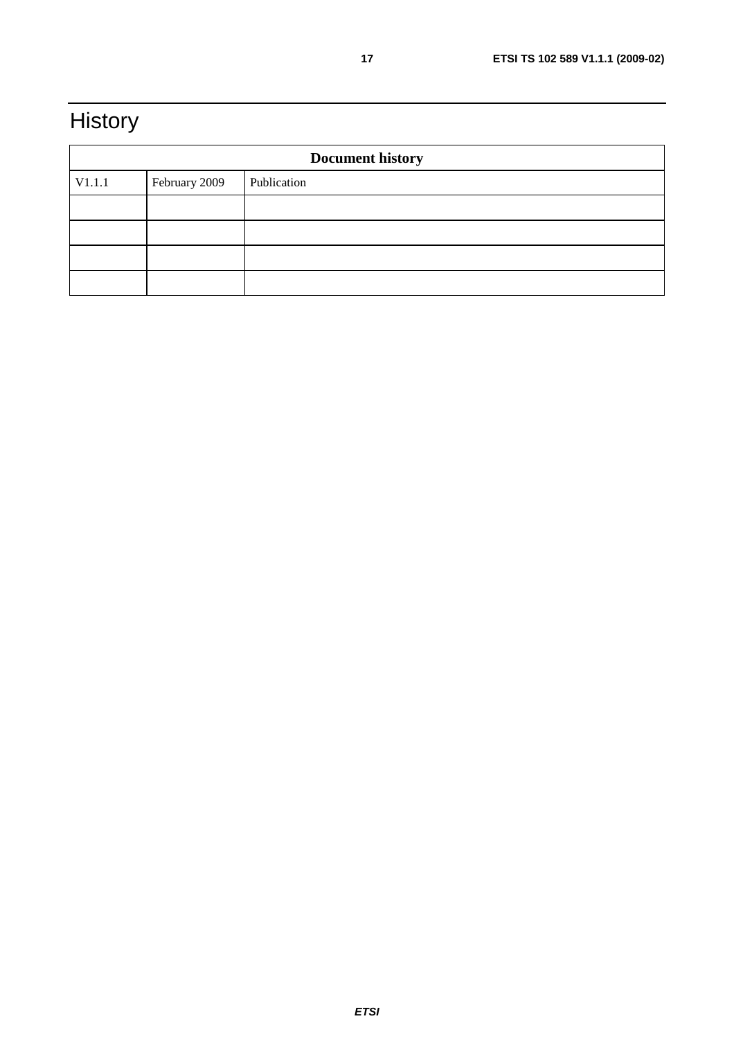# History

| Document history | | |
|---|---|---|
| V1.1.1 | February 2009 | Publication |
| | | |
| | | |
| | | |
| | | |